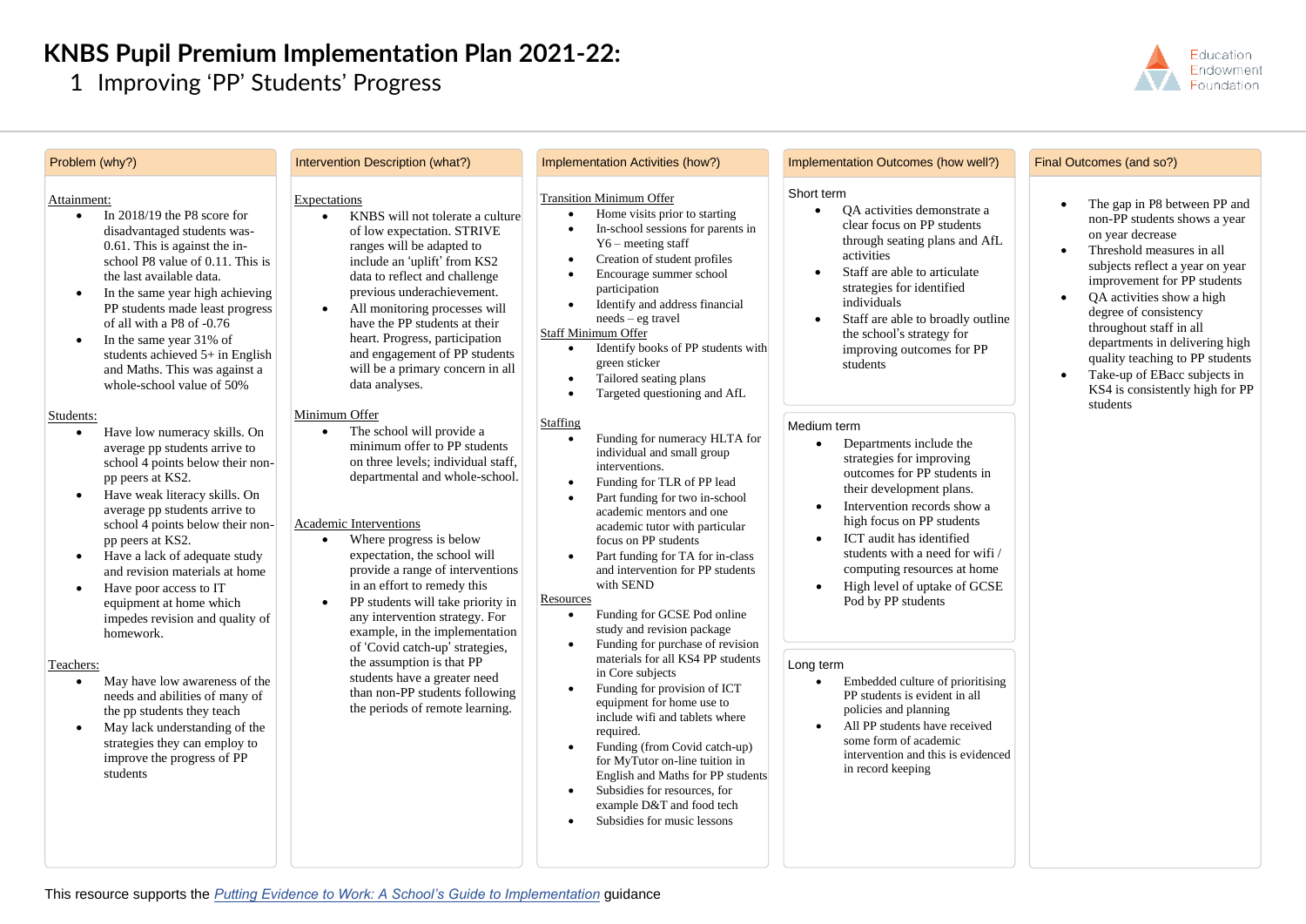# KNBS Pupil Premium Implementation Plan 2021-22:

## 1 Improving 'PP' Students' Progress

Education Endowment Foundation

### Problem (why?)

Attainment:

- In 2018/19 the P8 score for disadvantaged students was-0.61. This is against the in-school P8 value of 0.11. This is the last available data.
- In the same year high achieving PP students made least progress of all with a P8 of -0.76
- In the same year 31% of students achieved 5+ in English and Maths. This was against a whole-school value of 50%

Students:

- Have low numeracy skills. On average pp students arrive to school 4 points below their non-pp peers at KS2.
- Have weak literacy skills. On average pp students arrive to school 4 points below their non-pp peers at KS2.
- Have a lack of adequate study and revision materials at home
- Have poor access to IT equipment at home which impedes revision and quality of homework.

Teachers:

- May have low awareness of the needs and abilities of many of the pp students they teach
- May lack understanding of the strategies they can employ to improve the progress of PP students

### Intervention Description (what?)

Expectations

- KNBS will not tolerate a culture of low expectation. STRIVE ranges will be adapted to include an 'uplift' from KS2 data to reflect and challenge previous underachievement.
- All monitoring processes will have the PP students at their heart. Progress, participation and engagement of PP students will be a primary concern in all data analyses.

Minimum Offer

- The school will provide a minimum offer to PP students on three levels; individual staff, departmental and whole-school.

Academic Interventions

- Where progress is below expectation, the school will provide a range of interventions in an effort to remedy this
- PP students will take priority in any intervention strategy. For example, in the implementation of 'Covid catch-up' strategies, the assumption is that PP students have a greater need than non-PP students following the periods of remote learning.

### Implementation Activities (how?)

Transition Minimum Offer

- Home visits prior to starting
- In-school sessions for parents in Y6 – meeting staff
- Creation of student profiles
- Encourage summer school participation
- Identify and address financial needs – eg travel

Staff Minimum Offer

- Identify books of PP students with green sticker
- Tailored seating plans
- Targeted questioning and AfL

Staffing

- Funding for numeracy HLTA for individual and small group interventions.
- Funding for TLR of PP lead
- Part funding for two in-school academic mentors and one academic tutor with particular focus on PP students
- Part funding for TA for in-class and intervention for PP students with SEND

Resources

- Funding for GCSE Pod online study and revision package
- Funding for purchase of revision materials for all KS4 PP students in Core subjects
- Funding for provision of ICT equipment for home use to include wifi and tablets where required.
- Funding (from Covid catch-up) for MyTutor on-line tuition in English and Maths for PP students
- Subsidies for resources, for example D&T and food tech
- Subsidies for music lessons

### Implementation Outcomes (how well?)

Short term

- QA activities demonstrate a clear focus on PP students through seating plans and AfL activities
- Staff are able to articulate strategies for identified individuals
- Staff are able to broadly outline the school's strategy for improving outcomes for PP students

Medium term

- Departments include the strategies for improving outcomes for PP students in their development plans.
- Intervention records show a high focus on PP students
- ICT audit has identified students with a need for wifi / computing resources at home
- High level of uptake of GCSE Pod by PP students

Long term

- Embedded culture of prioritising PP students is evident in all policies and planning
- All PP students have received some form of academic intervention and this is evidenced in record keeping

### Final Outcomes (and so?)

- The gap in P8 between PP and non-PP students shows a year on year decrease
- Threshold measures in all subjects reflect a year on year improvement for PP students
- QA activities show a high degree of consistency throughout staff in all departments in delivering high quality teaching to PP students
- Take-up of EBacc subjects in KS4 is consistently high for PP students

This resource supports the *Putting Evidence to Work: A School's Guide to Implementation* guidance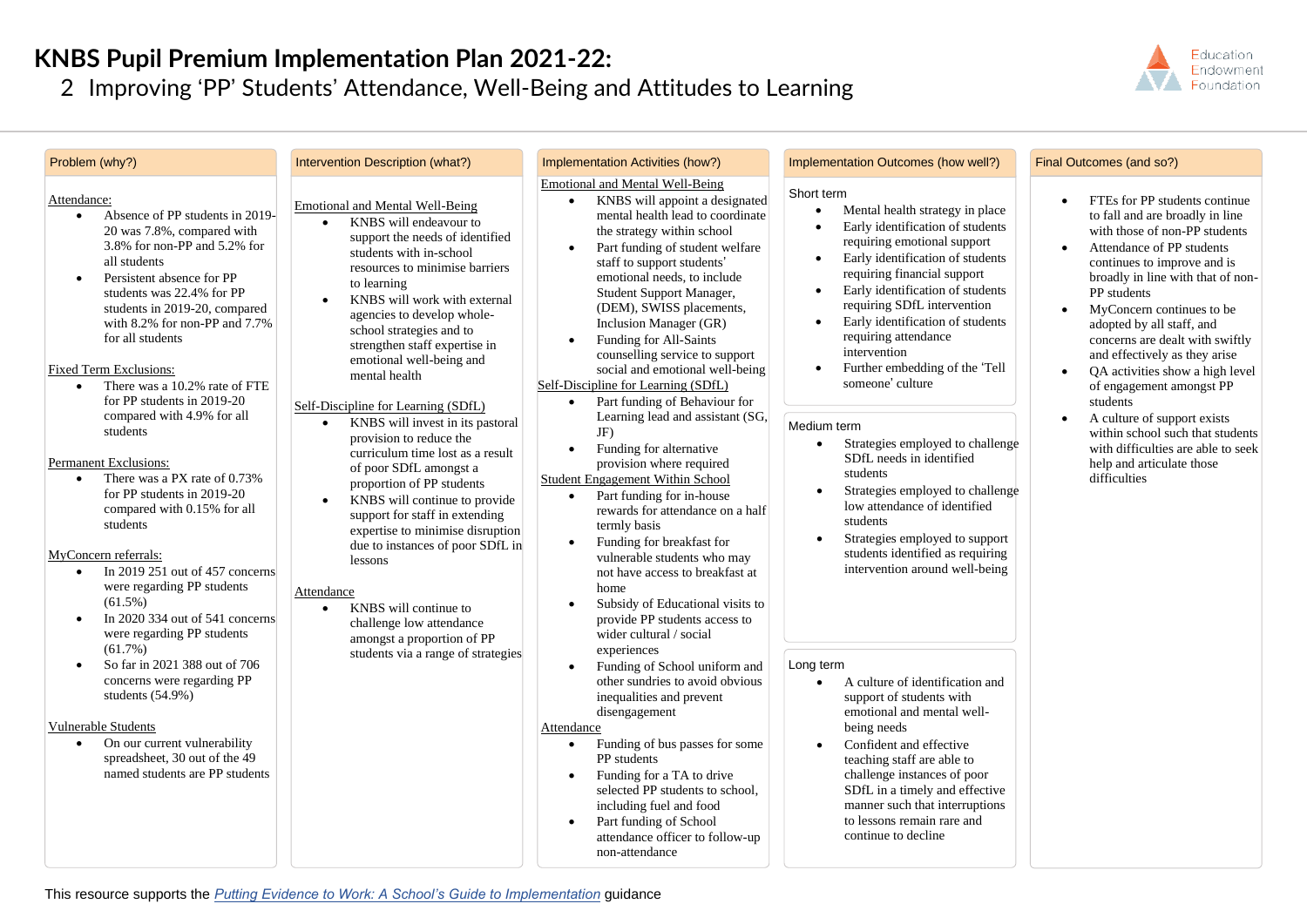# KNBS Pupil Premium Implementation Plan 2021-22:

## 2 Improving 'PP' Students' Attendance, Well-Being and Attitudes to Learning

Education Endowment Foundation

### Problem (why?)

Attendance:

- Absence of PP students in 2019-20 was 7.8%, compared with 3.8% for non-PP and 5.2% for all students
- Persistent absence for PP students was 22.4% for PP students in 2019-20, compared with 8.2% for non-PP and 7.7% for all students

Fixed Term Exclusions:

- There was a 10.2% rate of FTE for PP students in 2019-20 compared with 4.9% for all students

Permanent Exclusions:

- There was a PX rate of 0.73% for PP students in 2019-20 compared with 0.15% for all students

MyConcern referrals:

- In 2019 251 out of 457 concerns were regarding PP students (61.5%)
- In 2020 334 out of 541 concerns were regarding PP students (61.7%)
- So far in 2021 388 out of 706 concerns were regarding PP students (54.9%)

Vulnerable Students

- On our current vulnerability spreadsheet, 30 out of the 49 named students are PP students

### Intervention Description (what?)

Emotional and Mental Well-Being

- KNBS will endeavour to support the needs of identified students with in-school resources to minimise barriers to learning
- KNBS will work with external agencies to develop whole-school strategies and to strengthen staff expertise in emotional well-being and mental health

Self-Discipline for Learning (SDfL)

- KNBS will invest in its pastoral provision to reduce the curriculum time lost as a result of poor SDfL amongst a proportion of PP students
- KNBS will continue to provide support for staff in extending expertise to minimise disruption due to instances of poor SDfL in lessons

Attendance

- KNBS will continue to challenge low attendance amongst a proportion of PP students via a range of strategies

### Implementation Activities (how?)

Emotional and Mental Well-Being

- KNBS will appoint a designated mental health lead to coordinate the strategy within school
- Part funding of student welfare staff to support students' emotional needs, to include Student Support Manager, (DEM), SWISS placements, Inclusion Manager (GR)
- Funding for All-Saints counselling service to support social and emotional well-being

Self-Discipline for Learning (SDfL)

- Part funding of Behaviour for Learning lead and assistant (SG, JF)
- Funding for alternative provision where required

Student Engagement Within School

- Part funding for in-house rewards for attendance on a half termly basis
- Funding for breakfast for vulnerable students who may not have access to breakfast at home
- Subsidy of Educational visits to provide PP students access to wider cultural / social experiences
- Funding of School uniform and other sundries to avoid obvious inequalities and prevent disengagement

Attendance

- Funding of bus passes for some PP students
- Funding for a TA to drive selected PP students to school, including fuel and food
- Part funding of School attendance officer to follow-up non-attendance

### Implementation Outcomes (how well?)

Short term

- Mental health strategy in place
- Early identification of students requiring emotional support
- Early identification of students requiring financial support
- Early identification of students requiring SDfL intervention
- Early identification of students requiring attendance intervention
- Further embedding of the 'Tell someone' culture

Medium term

- Strategies employed to challenge SDfL needs in identified students
- Strategies employed to challenge low attendance of identified students
- Strategies employed to support students identified as requiring intervention around well-being

Long term

- A culture of identification and support of students with emotional and mental well-being needs
- Confident and effective teaching staff are able to challenge instances of poor SDfL in a timely and effective manner such that interruptions to lessons remain rare and continue to decline

### Final Outcomes (and so?)

- FTEs for PP students continue to fall and are broadly in line with those of non-PP students
- Attendance of PP students continues to improve and is broadly in line with that of non-PP students
- MyConcern continues to be adopted by all staff, and concerns are dealt with swiftly and effectively as they arise
- QA activities show a high level of engagement amongst PP students
- A culture of support exists within school such that students with difficulties are able to seek help and articulate those difficulties

This resource supports the *Putting Evidence to Work: A School's Guide to Implementation* guidance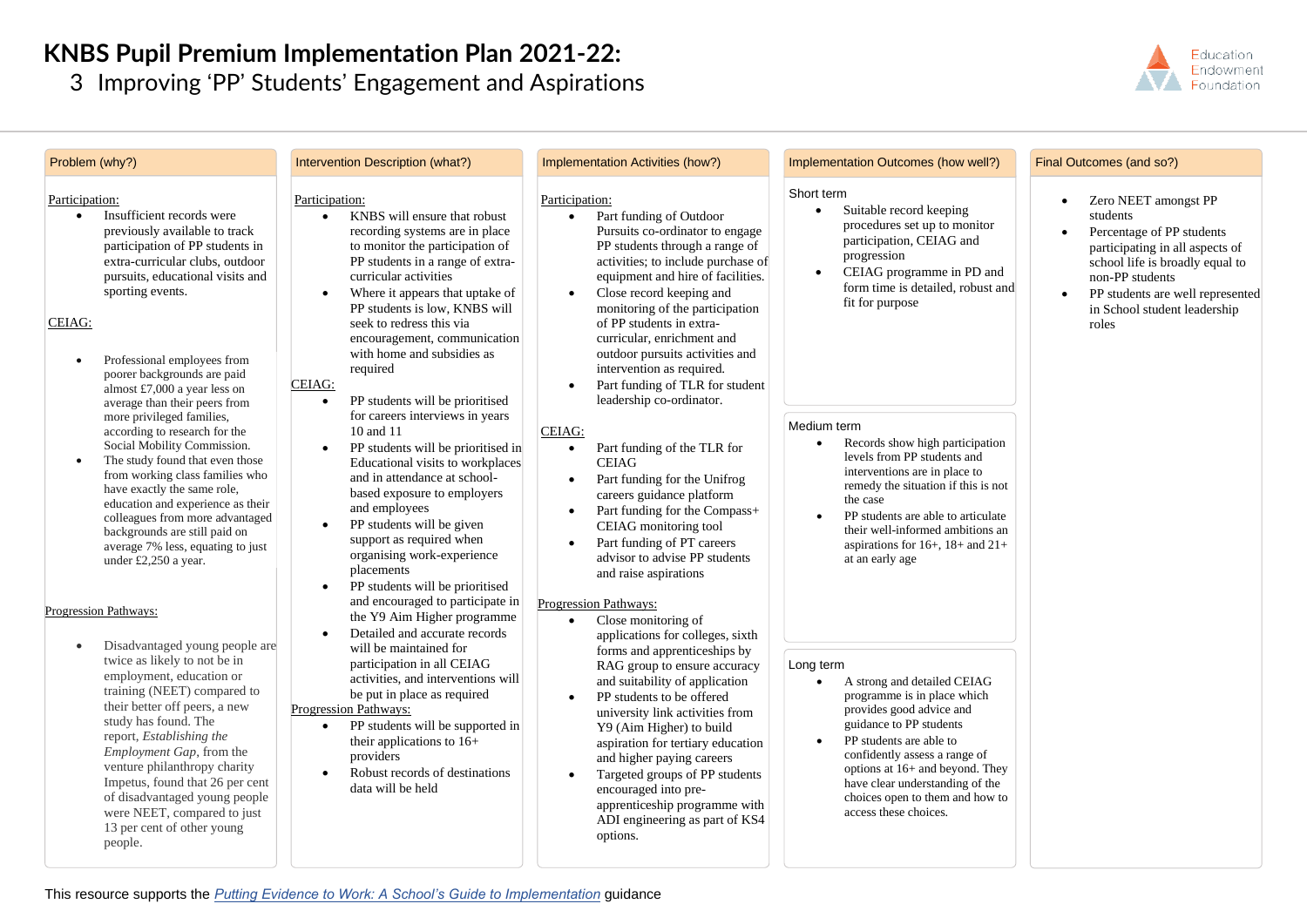# KNBS Pupil Premium Implementation Plan 2021-22:

## 3 Improving 'PP' Students' Engagement and Aspirations

Education Endowment Foundation

### Problem (why?)

Participation:

- Insufficient records were previously available to track participation of PP students in extra-curricular clubs, outdoor pursuits, educational visits and sporting events.

CEIAG:

- Professional employees from poorer backgrounds are paid almost £7,000 a year less on average than their peers from more privileged families, according to research for the Social Mobility Commission.
- The study found that even those from working class families who have exactly the same role, education and experience as their colleagues from more advantaged backgrounds are still paid on average 7% less, equating to just under £2,250 a year.

Progression Pathways:

- Disadvantaged young people are twice as likely to not be in employment, education or training (NEET) compared to their better off peers, a new study has found. The report, *Establishing the Employment Gap*, from the venture philanthropy charity Impetus, found that 26 per cent of disadvantaged young people were NEET, compared to just 13 per cent of other young people.

### Intervention Description (what?)

Participation:

- KNBS will ensure that robust recording systems are in place to monitor the participation of PP students in a range of extra-curricular activities
- Where it appears that uptake of PP students is low, KNBS will seek to redress this via encouragement, communication with home and subsidies as required

CEIAG:

- PP students will be prioritised for careers interviews in years 10 and 11
- PP students will be prioritised in Educational visits to workplaces and in attendance at school-based exposure to employers and employees
- PP students will be given support as required when organising work-experience placements
- PP students will be prioritised and encouraged to participate in the Y9 Aim Higher programme
- Detailed and accurate records will be maintained for participation in all CEIAG activities, and interventions will be put in place as required

Progression Pathways:

- PP students will be supported in their applications to 16+ providers
- Robust records of destinations data will be held

### Implementation Activities (how?)

Participation:

- Part funding of Outdoor Pursuits co-ordinator to engage PP students through a range of activities; to include purchase of equipment and hire of facilities.
- Close record keeping and monitoring of the participation of PP students in extra-curricular, enrichment and outdoor pursuits activities and intervention as required.
- Part funding of TLR for student leadership co-ordinator.

CEIAG:

- Part funding of the TLR for CEIAG
- Part funding for the Unifrog careers guidance platform
- Part funding for the Compass+ CEIAG monitoring tool
- Part funding of PT careers advisor to advise PP students and raise aspirations

Progression Pathways:

- Close monitoring of applications for colleges, sixth forms and apprenticeships by RAG group to ensure accuracy and suitability of application
- PP students to be offered university link activities from Y9 (Aim Higher) to build aspiration for tertiary education and higher paying careers
- Targeted groups of PP students encouraged into pre-apprenticeship programme with ADI engineering as part of KS4 options.

### Implementation Outcomes (how well?)

Short term

- Suitable record keeping procedures set up to monitor participation, CEIAG and progression
- CEIAG programme in PD and form time is detailed, robust and fit for purpose

Medium term

- Records show high participation levels from PP students and interventions are in place to remedy the situation if this is not the case
- PP students are able to articulate their well-informed ambitions an aspirations for 16+, 18+ and 21+ at an early age

Long term

- A strong and detailed CEIAG programme is in place which provides good advice and guidance to PP students
- PP students are able to confidently assess a range of options at 16+ and beyond. They have clear understanding of the choices open to them and how to access these choices.

### Final Outcomes (and so?)

- Zero NEET amongst PP students
- Percentage of PP students participating in all aspects of school life is broadly equal to non-PP students
- PP students are well represented in School student leadership roles

This resource supports the *Putting Evidence to Work: A School's Guide to Implementation* guidance